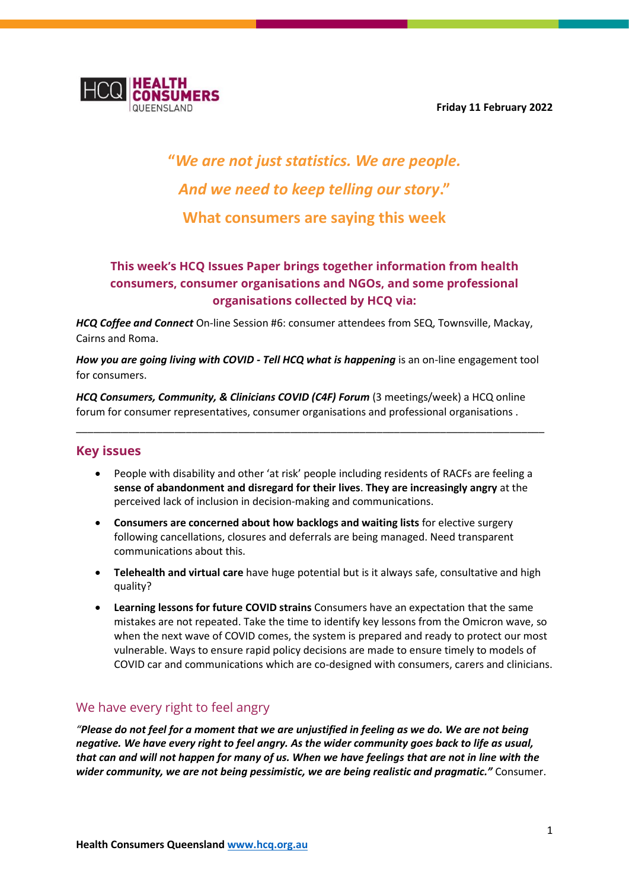HCQ HEALTH CONSUMERS QUEENSLAND

**Friday 11 February 2022**

# *"We are not just statistics. We are people. And we need to keep telling our story."*

## What consumers are saying this week

**This week's HCQ Issues Paper brings together information from health consumers, consumer organisations and NGOs, and some professional organisations collected by HCQ via:**

***HCQ Coffee and Connect*** On-line Session #6: consumer attendees from SEQ, Townsville, Mackay, Cairns and Roma.

***How you are going living with COVID - Tell HCQ what is happening*** is an on-line engagement tool for consumers.

***HCQ Consumers, Community, & Clinicians COVID (C4F) Forum*** (3 meetings/week) a HCQ online forum for consumer representatives, consumer organisations and professional organisations .

---

## Key issues

- People with disability and other 'at risk' people including residents of RACFs are feeling a **sense of abandonment and disregard for their lives**. **They are increasingly angry** at the perceived lack of inclusion in decision-making and communications.
- **Consumers are concerned about how backlogs and waiting lists** for elective surgery following cancellations, closures and deferrals are being managed. Need transparent communications about this.
- **Telehealth and virtual care** have huge potential but is it always safe, consultative and high quality?
- **Learning lessons for future COVID strains** Consumers have an expectation that the same mistakes are not repeated. Take the time to identify key lessons from the Omicron wave, so when the next wave of COVID comes, the system is prepared and ready to protect our most vulnerable. Ways to ensure rapid policy decisions are made to ensure timely to models of COVID car and communications which are co-designed with consumers, carers and clinicians.

## We have every right to feel angry

***"Please do not feel for a moment that we are unjustified in feeling as we do. We are not being negative. We have every right to feel angry. As the wider community goes back to life as usual, that can and will not happen for many of us. When we have feelings that are not in line with the wider community, we are not being pessimistic, we are being realistic and pragmatic."*** Consumer.

**Health Consumers Queensland** www.hcq.org.au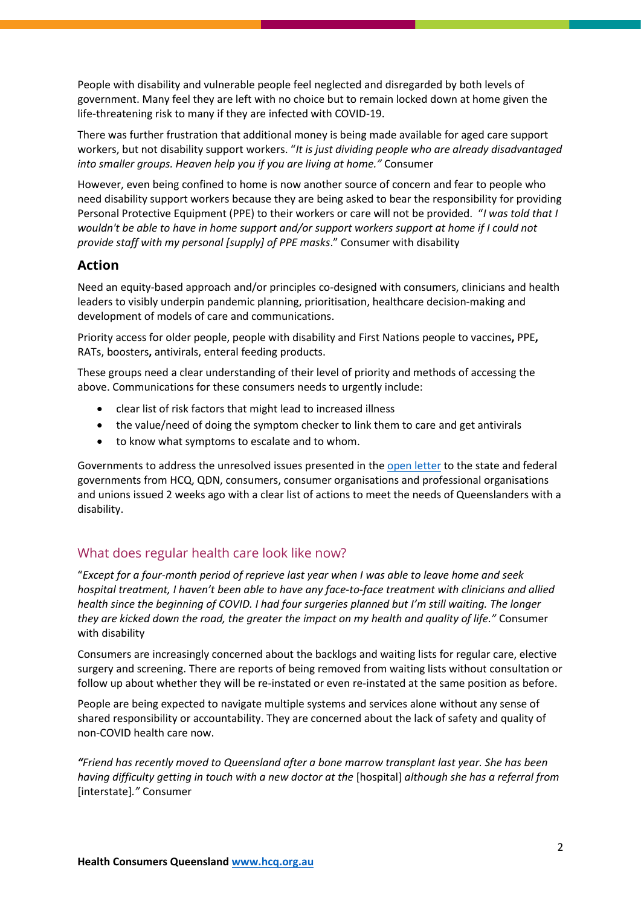People with disability and vulnerable people feel neglected and disregarded by both levels of government. Many feel they are left with no choice but to remain locked down at home given the life-threatening risk to many if they are infected with COVID-19.

There was further frustration that additional money is being made available for aged care support workers, but not disability support workers. "*It is just dividing people who are already disadvantaged into smaller groups. Heaven help you if you are living at home."* Consumer

However, even being confined to home is now another source of concern and fear to people who need disability support workers because they are being asked to bear the responsibility for providing Personal Protective Equipment (PPE) to their workers or care will not be provided. "*I was told that I wouldn't be able to have in home support and/or support workers support at home if I could not provide staff with my personal [supply] of PPE masks*." Consumer with disability

### Action

Need an equity-based approach and/or principles co-designed with consumers, clinicians and health leaders to visibly underpin pandemic planning, prioritisation, healthcare decision-making and development of models of care and communications.

Priority access for older people, people with disability and First Nations people to vaccines**,** PPE**,** RATs, boosters**,** antivirals, enteral feeding products.

These groups need a clear understanding of their level of priority and methods of accessing the above. Communications for these consumers needs to urgently include:

- clear list of risk factors that might lead to increased illness
- the value/need of doing the symptom checker to link them to care and get antivirals
- to know what symptoms to escalate and to whom.

Governments to address the unresolved issues presented in the open letter to the state and federal governments from HCQ, QDN, consumers, consumer organisations and professional organisations and unions issued 2 weeks ago with a clear list of actions to meet the needs of Queenslanders with a disability.

## What does regular health care look like now?

"*Except for a four-month period of reprieve last year when I was able to leave home and seek hospital treatment, I haven't been able to have any face-to-face treatment with clinicians and allied health since the beginning of COVID. I had four surgeries planned but I'm still waiting. The longer they are kicked down the road, the greater the impact on my health and quality of life."* Consumer with disability

Consumers are increasingly concerned about the backlogs and waiting lists for regular care, elective surgery and screening. There are reports of being removed from waiting lists without consultation or follow up about whether they will be re-instated or even re-instated at the same position as before.

People are being expected to navigate multiple systems and services alone without any sense of shared responsibility or accountability. They are concerned about the lack of safety and quality of non-COVID health care now.

***"****Friend has recently moved to Queensland after a bone marrow transplant last year. She has been having difficulty getting in touch with a new doctor at the* [hospital] *although she has a referral from* [interstate]*."* Consumer

**Health Consumers Queensland www.hcq.org.au**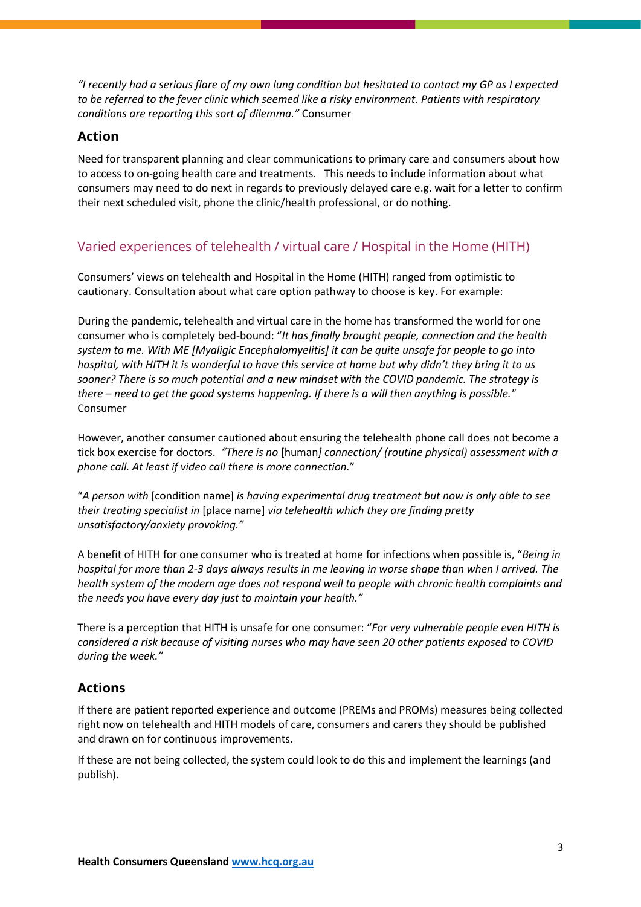*"I recently had a serious flare of my own lung condition but hesitated to contact my GP as I expected to be referred to the fever clinic which seemed like a risky environment. Patients with respiratory conditions are reporting this sort of dilemma."* Consumer

### Action

Need for transparent planning and clear communications to primary care and consumers about how to access to on-going health care and treatments. This needs to include information about what consumers may need to do next in regards to previously delayed care e.g. wait for a letter to confirm their next scheduled visit, phone the clinic/health professional, or do nothing.

## Varied experiences of telehealth / virtual care / Hospital in the Home (HITH)

Consumers' views on telehealth and Hospital in the Home (HITH) ranged from optimistic to cautionary. Consultation about what care option pathway to choose is key. For example:

During the pandemic, telehealth and virtual care in the home has transformed the world for one consumer who is completely bed-bound: "*It has finally brought people, connection and the health system to me. With ME [Myaligic Encephalomyelitis] it can be quite unsafe for people to go into hospital, with HITH it is wonderful to have this service at home but why didn't they bring it to us sooner? There is so much potential and a new mindset with the COVID pandemic. The strategy is there – need to get the good systems happening. If there is a will then anything is possible.*" Consumer

However, another consumer cautioned about ensuring the telehealth phone call does not become a tick box exercise for doctors. *"There is no* [human] *connection/ (routine physical) assessment with a phone call. At least if video call there is more connection.*"

"*A person with* [condition name] *is having experimental drug treatment but now is only able to see their treating specialist in* [place name] *via telehealth which they are finding pretty unsatisfactory/anxiety provoking."*

A benefit of HITH for one consumer who is treated at home for infections when possible is, "*Being in hospital for more than 2-3 days always results in me leaving in worse shape than when I arrived. The health system of the modern age does not respond well to people with chronic health complaints and the needs you have every day just to maintain your health."*

There is a perception that HITH is unsafe for one consumer: "*For very vulnerable people even HITH is considered a risk because of visiting nurses who may have seen 20 other patients exposed to COVID during the week."*

### Actions

If there are patient reported experience and outcome (PREMs and PROMs) measures being collected right now on telehealth and HITH models of care, consumers and carers they should be published and drawn on for continuous improvements.

If these are not being collected, the system could look to do this and implement the learnings (and publish).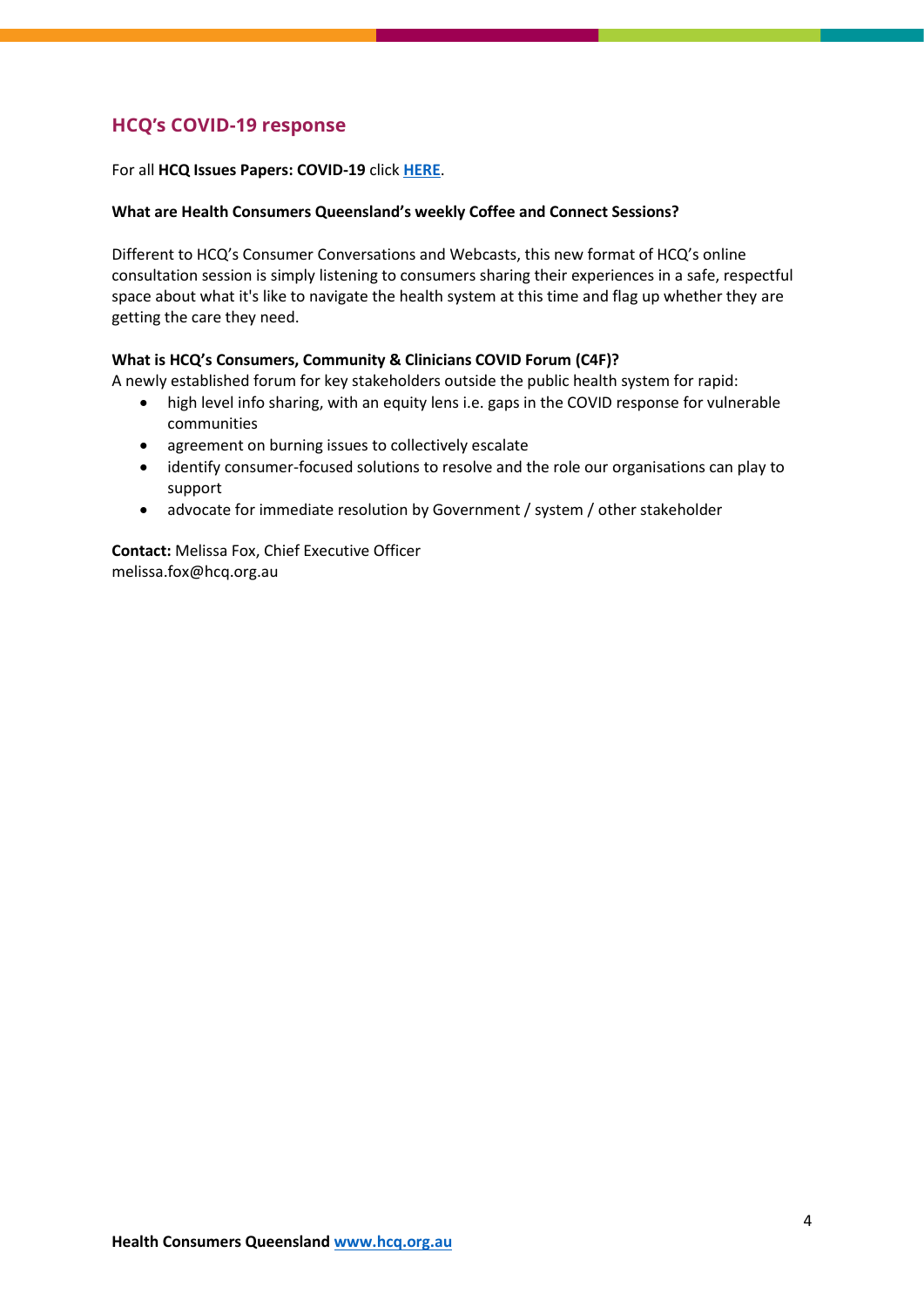## HCQ's COVID-19 response

For all **HCQ Issues Papers: COVID-19** click **HERE**.

**What are Health Consumers Queensland's weekly Coffee and Connect Sessions?**

Different to HCQ's Consumer Conversations and Webcasts, this new format of HCQ's online consultation session is simply listening to consumers sharing their experiences in a safe, respectful space about what it's like to navigate the health system at this time and flag up whether they are getting the care they need.

**What is HCQ's Consumers, Community & Clinicians COVID Forum (C4F)?**

A newly established forum for key stakeholders outside the public health system for rapid:

- high level info sharing, with an equity lens i.e. gaps in the COVID response for vulnerable communities
- agreement on burning issues to collectively escalate
- identify consumer-focused solutions to resolve and the role our organisations can play to support
- advocate for immediate resolution by Government / system / other stakeholder

**Contact:** Melissa Fox, Chief Executive Officer
melissa.fox@hcq.org.au